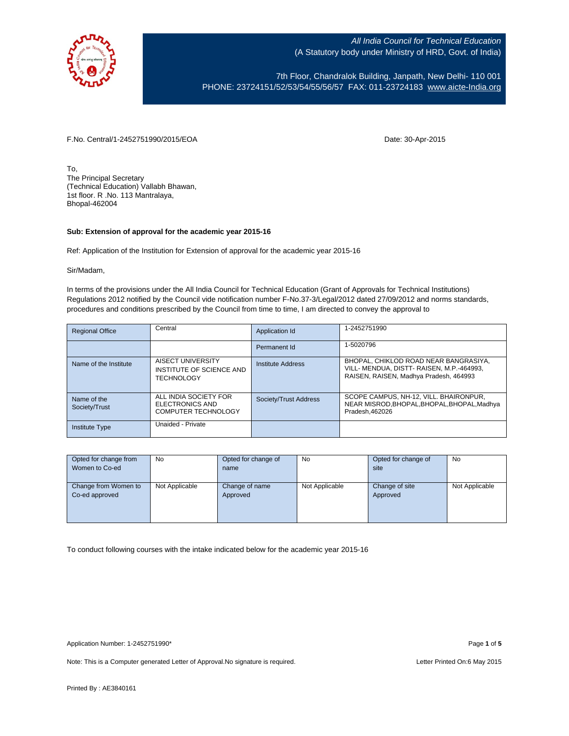*All India Council for Technical Education*
(A Statutory body under Ministry of HRD, Govt. of India)

7th Floor, Chandralok Building, Janpath, New Delhi- 110 001
PHONE: 23724151/52/53/54/55/56/57 FAX: 011-23724183 www.aicte-India.org

F.No. Central/1-2452751990/2015/EOA

Date: 30-Apr-2015

To,
The Principal Secretary
(Technical Education) Vallabh Bhawan,
1st floor. R .No. 113 Mantralaya,
Bhopal-462004

**Sub: Extension of approval for the academic year 2015-16**

Ref: Application of the Institution for Extension of approval for the academic year 2015-16

Sir/Madam,

In terms of the provisions under the All India Council for Technical Education (Grant of Approvals for Technical Institutions) Regulations 2012 notified by the Council vide notification number F-No.37-3/Legal/2012 dated 27/09/2012 and norms standards, procedures and conditions prescribed by the Council from time to time, I am directed to convey the approval to

| Regional Office | Central | Application Id | 1-2452751990 |
|---|---|---|---|
| | | Permanent Id | 1-5020796 |
| Name of the Institute | AISECT UNIVERSITY INSTITUTE OF SCIENCE AND TECHNOLOGY | Institute Address | BHOPAL, CHIKLOD ROAD NEAR BANGRASIYA, VILL- MENDUA, DISTT- RAISEN, M.P.-464993, RAISEN, RAISEN, Madhya Pradesh, 464993 |
| Name of the Society/Trust | ALL INDIA SOCIETY FOR ELECTRONICS AND COMPUTER TECHNOLOGY | Society/Trust Address | SCOPE CAMPUS, NH-12, VILL. BHAIRONPUR, NEAR MISROD,BHOPAL,BHOPAL,BHOPAL,Madhya Pradesh,462026 |
| Institute Type | Unaided - Private | | |

| Opted for change from Women to Co-ed | No | Opted for change of name | No | Opted for change of site | No |
|---|---|---|---|---|---|
| Change from Women to Co-ed approved | Not Applicable | Change of name Approved | Not Applicable | Change of site Approved | Not Applicable |

To conduct following courses with the intake indicated below for the academic year 2015-16

Application Number: 1-2452751990*

Note: This is a Computer generated Letter of Approval.No signature is required.

Letter Printed On:6 May 2015

Printed By : AE3840161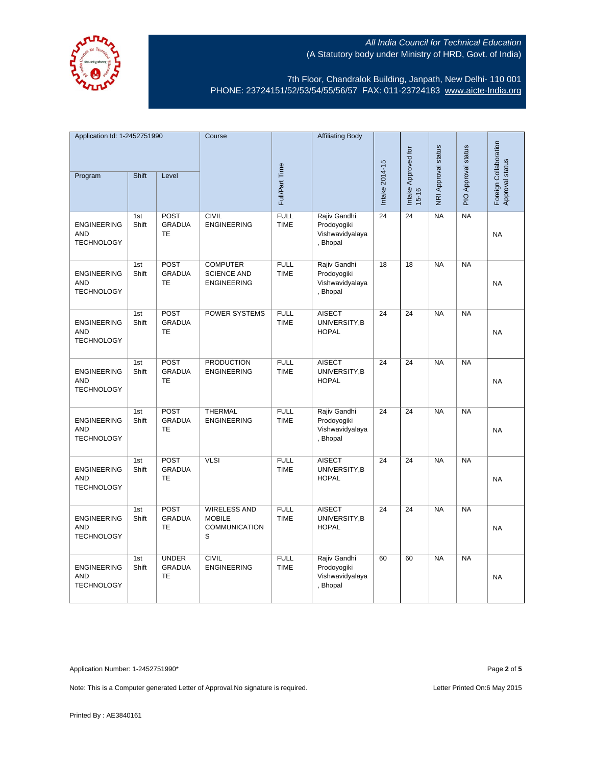All India Council for Technical Education
(A Statutory body under Ministry of HRD, Govt. of India)

7th Floor, Chandralok Building, Janpath, New Delhi- 110 001
PHONE: 23724151/52/53/54/55/56/57 FAX: 011-23724183 www.aicte-India.org

| Application Id: 1-2452751990 | | | Course | Full/Part Time | Affiliating Body | Intake 2014-15 | Intake Approved for 15-16 | NRI Approval status | PIO Approval status | Foreign Collaboration Approval status |
|---|---|---|---|---|---|---|---|---|---|---|
| Program | Shift | Level | | | | | | | | |
| ENGINEERING AND TECHNOLOGY | 1st Shift | POST GRADUATE | CIVIL ENGINEERING | FULL TIME | Rajiv Gandhi Prodoyogiki Vishwavidyalaya , Bhopal | 24 | 24 | NA | NA | NA |
| ENGINEERING AND TECHNOLOGY | 1st Shift | POST GRADUATE | COMPUTER SCIENCE AND ENGINEERING | FULL TIME | Rajiv Gandhi Prodoyogiki Vishwavidyalaya , Bhopal | 18 | 18 | NA | NA | NA |
| ENGINEERING AND TECHNOLOGY | 1st Shift | POST GRADUATE | POWER SYSTEMS | FULL TIME | AISECT UNIVERSITY,BHOPAL | 24 | 24 | NA | NA | NA |
| ENGINEERING AND TECHNOLOGY | 1st Shift | POST GRADUATE | PRODUCTION ENGINEERING | FULL TIME | AISECT UNIVERSITY,BHOPAL | 24 | 24 | NA | NA | NA |
| ENGINEERING AND TECHNOLOGY | 1st Shift | POST GRADUATE | THERMAL ENGINEERING | FULL TIME | Rajiv Gandhi Prodoyogiki Vishwavidyalaya , Bhopal | 24 | 24 | NA | NA | NA |
| ENGINEERING AND TECHNOLOGY | 1st Shift | POST GRADUATE | VLSI | FULL TIME | AISECT UNIVERSITY,BHOPAL | 24 | 24 | NA | NA | NA |
| ENGINEERING AND TECHNOLOGY | 1st Shift | POST GRADUATE | WIRELESS AND MOBILE COMMUNICATIONS | FULL TIME | AISECT UNIVERSITY,BHOPAL | 24 | 24 | NA | NA | NA |
| ENGINEERING AND TECHNOLOGY | 1st Shift | UNDER GRADUATE | CIVIL ENGINEERING | FULL TIME | Rajiv Gandhi Prodoyogiki Vishwavidyalaya , Bhopal | 60 | 60 | NA | NA | NA |

Application Number: 1-2452751990*

Note: This is a Computer generated Letter of Approval.No signature is required.

Letter Printed On:6 May 2015

Printed By : AE3840161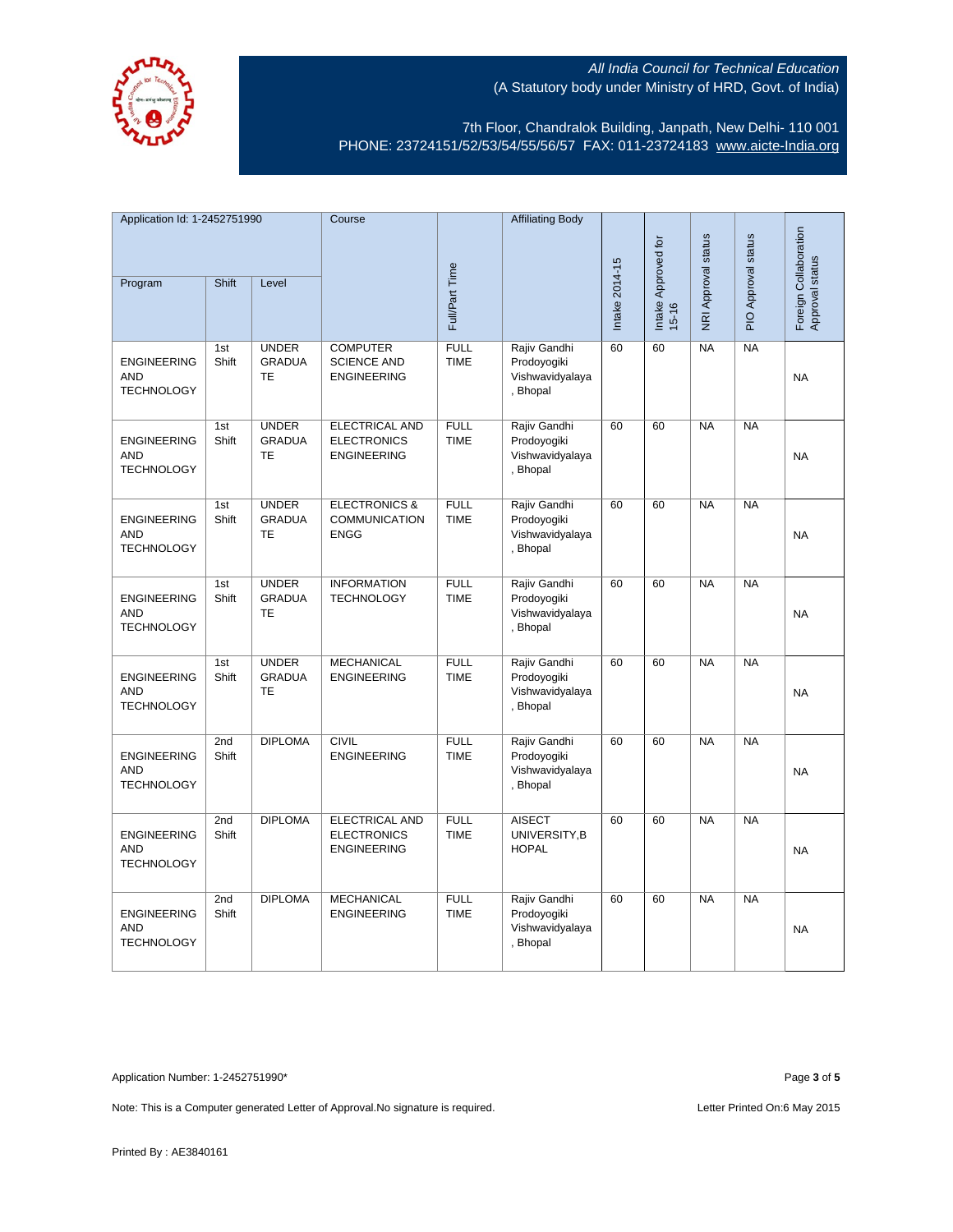All India Council for Technical Education
(A Statutory body under Ministry of HRD, Govt. of India)

7th Floor, Chandralok Building, Janpath, New Delhi- 110 001
PHONE: 23724151/52/53/54/55/56/57 FAX: 011-23724183 www.aicte-India.org

| Application Id: 1-2452751990 | | | Course | Full/Part Time | Affiliating Body | Intake 2014-15 | Intake Approved for 15-16 | NRI Approval status | PIO Approval status | Foreign Collaboration Approval status |
|---|---|---|---|---|---|---|---|---|---|---|
| Program | Shift | Level | | | | | | | | |
| ENGINEERING AND TECHNOLOGY | 1st Shift | UNDER GRADUATE | COMPUTER SCIENCE AND ENGINEERING | FULL TIME | Rajiv Gandhi Prodoyogiki Vishwavidyalaya , Bhopal | 60 | 60 | NA | NA | NA |
| ENGINEERING AND TECHNOLOGY | 1st Shift | UNDER GRADUATE | ELECTRICAL AND ELECTRONICS ENGINEERING | FULL TIME | Rajiv Gandhi Prodoyogiki Vishwavidyalaya , Bhopal | 60 | 60 | NA | NA | NA |
| ENGINEERING AND TECHNOLOGY | 1st Shift | UNDER GRADUATE | ELECTRONICS & COMMUNICATION ENGG | FULL TIME | Rajiv Gandhi Prodoyogiki Vishwavidyalaya , Bhopal | 60 | 60 | NA | NA | NA |
| ENGINEERING AND TECHNOLOGY | 1st Shift | UNDER GRADUATE | INFORMATION TECHNOLOGY | FULL TIME | Rajiv Gandhi Prodoyogiki Vishwavidyalaya , Bhopal | 60 | 60 | NA | NA | NA |
| ENGINEERING AND TECHNOLOGY | 1st Shift | UNDER GRADUATE | MECHANICAL ENGINEERING | FULL TIME | Rajiv Gandhi Prodoyogiki Vishwavidyalaya , Bhopal | 60 | 60 | NA | NA | NA |
| ENGINEERING AND TECHNOLOGY | 2nd Shift | DIPLOMA | CIVIL ENGINEERING | FULL TIME | Rajiv Gandhi Prodoyogiki Vishwavidyalaya , Bhopal | 60 | 60 | NA | NA | NA |
| ENGINEERING AND TECHNOLOGY | 2nd Shift | DIPLOMA | ELECTRICAL AND ELECTRONICS ENGINEERING | FULL TIME | AISECT UNIVERSITY,BHOPAL | 60 | 60 | NA | NA | NA |
| ENGINEERING AND TECHNOLOGY | 2nd Shift | DIPLOMA | MECHANICAL ENGINEERING | FULL TIME | Rajiv Gandhi Prodoyogiki Vishwavidyalaya , Bhopal | 60 | 60 | NA | NA | NA |

Application Number: 1-2452751990*

Note: This is a Computer generated Letter of Approval.No signature is required.

Letter Printed On:6 May 2015

Printed By : AE3840161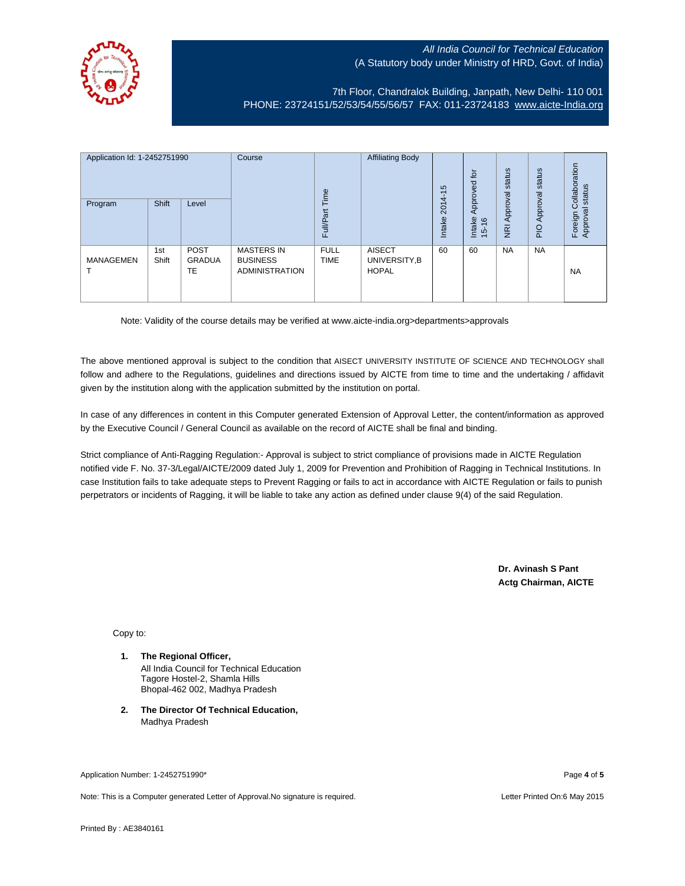All India Council for Technical Education
(A Statutory body under Ministry of HRD, Govt. of India)

7th Floor, Chandralok Building, Janpath, New Delhi- 110 001
PHONE: 23724151/52/53/54/55/56/57 FAX: 011-23724183 www.aicte-India.org

| Application Id: 1-2452751990 | | | Course | Full/Part Time | Affiliating Body | Intake 2014-15 | Intake Approved for 15-16 | NRI Approval status | PIO Approval status | Foreign Collaboration Approval status |
|---|---|---|---|---|---|---|---|---|---|---|
| Program | Shift | Level | | | | | | | | |
| MANAGEMENT | 1st Shift | POST GRADUATE | MASTERS IN BUSINESS ADMINISTRATION | FULL TIME | AISECT UNIVERSITY,BHOPAL | 60 | 60 | NA | NA | NA |

Note: Validity of the course details may be verified at www.aicte-india.org>departments>approvals

The above mentioned approval is subject to the condition that AISECT UNIVERSITY INSTITUTE OF SCIENCE AND TECHNOLOGY shall follow and adhere to the Regulations, guidelines and directions issued by AICTE from time to time and the undertaking / affidavit given by the institution along with the application submitted by the institution on portal.

In case of any differences in content in this Computer generated Extension of Approval Letter, the content/information as approved by the Executive Council / General Council as available on the record of AICTE shall be final and binding.

Strict compliance of Anti-Ragging Regulation:- Approval is subject to strict compliance of provisions made in AICTE Regulation notified vide F. No. 37-3/Legal/AICTE/2009 dated July 1, 2009 for Prevention and Prohibition of Ragging in Technical Institutions. In case Institution fails to take adequate steps to Prevent Ragging or fails to act in accordance with AICTE Regulation or fails to punish perpetrators or incidents of Ragging, it will be liable to take any action as defined under clause 9(4) of the said Regulation.

**Dr. Avinash S Pant**
**Actg Chairman, AICTE**

Copy to:

1. **The Regional Officer,**
   All India Council for Technical Education
   Tagore Hostel-2, Shamla Hills
   Bhopal-462 002, Madhya Pradesh

2. **The Director Of Technical Education,**
   Madhya Pradesh

Application Number: 1-2452751990*

Note: This is a Computer generated Letter of Approval.No signature is required.

Letter Printed On:6 May 2015

Printed By : AE3840161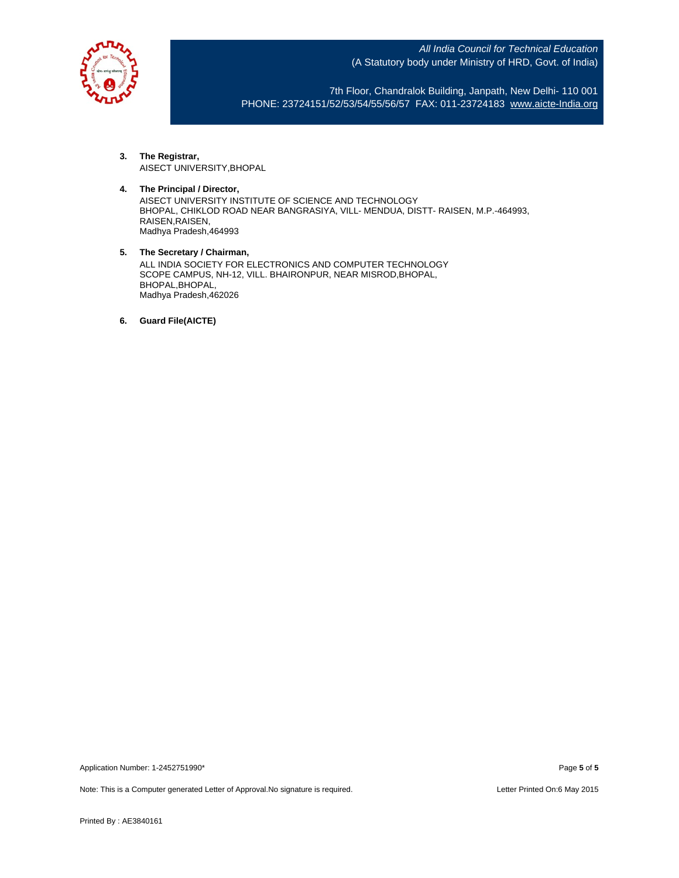3. **The Registrar,**
   AISECT UNIVERSITY,BHOPAL

4. **The Principal / Director,**
   AISECT UNIVERSITY INSTITUTE OF SCIENCE AND TECHNOLOGY
   BHOPAL, CHIKLOD ROAD NEAR BANGRASIYA, VILL- MENDUA, DISTT- RAISEN, M.P.-464993,
   RAISEN,RAISEN,
   Madhya Pradesh,464993

5. **The Secretary / Chairman,**
   ALL INDIA SOCIETY FOR ELECTRONICS AND COMPUTER TECHNOLOGY
   SCOPE CAMPUS, NH-12, VILL. BHAIRONPUR, NEAR MISROD,BHOPAL,
   BHOPAL,BHOPAL,
   Madhya Pradesh,462026

6. **Guard File(AICTE)**

Application Number: 1-2452751990*

Note: This is a Computer generated Letter of Approval.No signature is required.

Letter Printed On:6 May 2015

Printed By : AE3840161